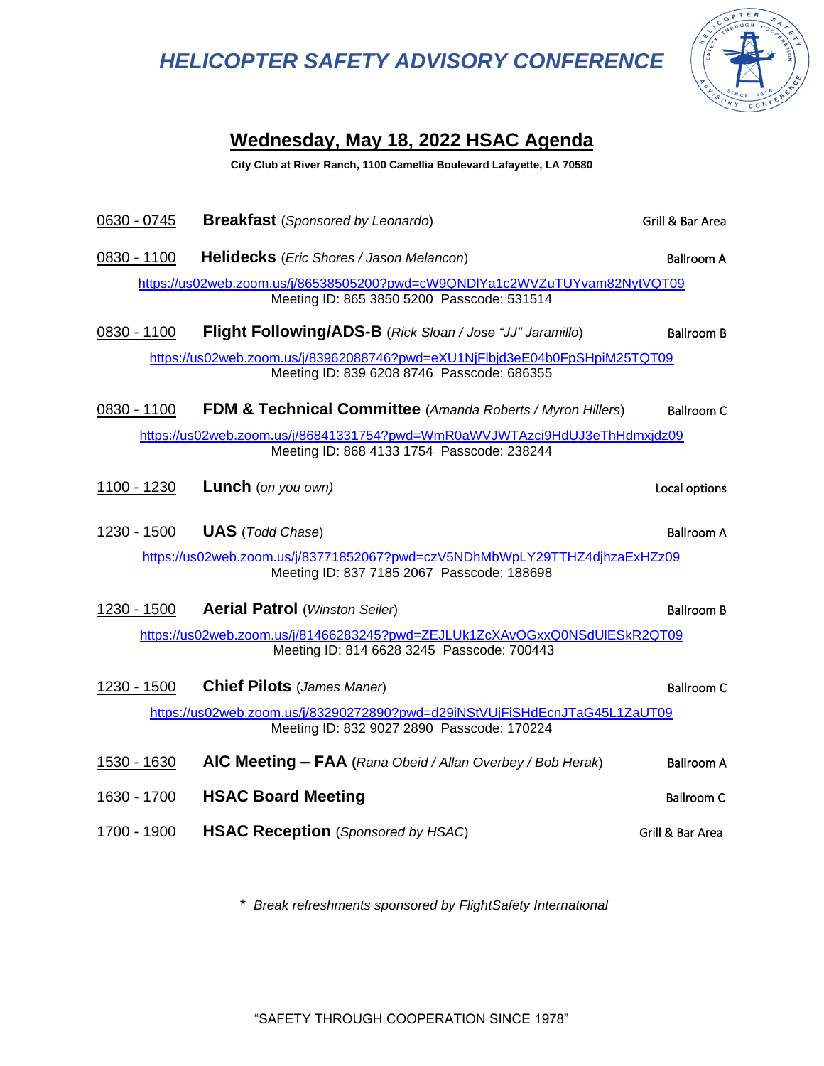# HELICOPTER SAFETY ADVISORY CONFERENCE

## Wednesday, May 18, 2022 HSAC Agenda

**City Club at River Ranch, 1100 Camellia Boulevard Lafayette, LA 70580**

0630 - 0745 **Breakfast** (*Sponsored by Leonardo*) — Grill & Bar Area

0830 - 1100 **Helidecks** (*Eric Shores / Jason Melancon*) — Ballroom A

https://us02web.zoom.us/j/86538505200?pwd=cW9QNDlYa1c2WVZuTUYvam82NytVQT09
Meeting ID: 865 3850 5200 Passcode: 531514

0830 - 1100 **Flight Following/ADS-B** (*Rick Sloan / Jose "JJ" Jaramillo*) — Ballroom B

https://us02web.zoom.us/j/83962088746?pwd=eXU1NjFlbjd3eE04b0FpSHpiM25TQT09
Meeting ID: 839 6208 8746 Passcode: 686355

0830 - 1100 **FDM & Technical Committee** (*Amanda Roberts / Myron Hillers*) — Ballroom C

https://us02web.zoom.us/j/86841331754?pwd=WmR0aWVJWTAzci9HdUJ3eThHdmxjdz09
Meeting ID: 868 4133 1754 Passcode: 238244

1100 - 1230 **Lunch** (*on you own*) — Local options

1230 - 1500 **UAS** (*Todd Chase*) — Ballroom A

https://us02web.zoom.us/j/83771852067?pwd=czV5NDhMbWpLY29TTHZ4djhzaExHZz09
Meeting ID: 837 7185 2067 Passcode: 188698

1230 - 1500 **Aerial Patrol** (*Winston Seiler*) — Ballroom B

https://us02web.zoom.us/j/81466283245?pwd=ZEJLUk1ZcXAvOGxxQ0NSdUlESkR2QT09
Meeting ID: 814 6628 3245 Passcode: 700443

1230 - 1500 **Chief Pilots** (*James Maner*) — Ballroom C

https://us02web.zoom.us/j/83290272890?pwd=d29iNStVUjFiSHdEcnJTaG45L1ZaUT09
Meeting ID: 832 9027 2890 Passcode: 170224

1530 - 1630 **AIC Meeting – FAA** (*Rana Obeid / Allan Overbey / Bob Herak*) — Ballroom A

1630 - 1700 **HSAC Board Meeting** — Ballroom C

1700 - 1900 **HSAC Reception** (*Sponsored by HSAC*) — Grill & Bar Area

\* *Break refreshments sponsored by FlightSafety International*

"SAFETY THROUGH COOPERATION SINCE 1978"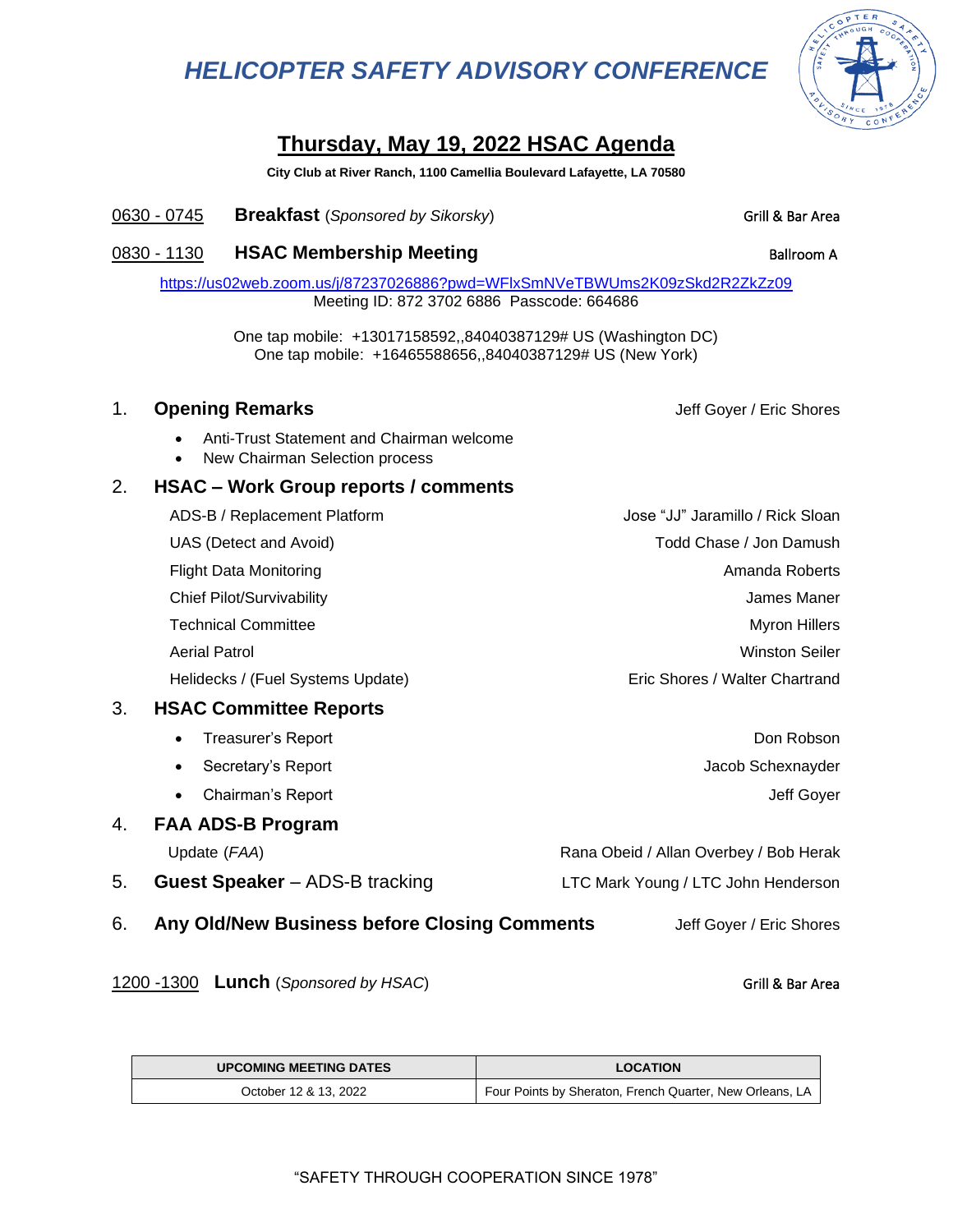# *HELICOPTER SAFETY ADVISORY CONFERENCE*

## Thursday, May 19, 2022 HSAC Agenda

**City Club at River Ranch, 1100 Camellia Boulevard Lafayette, LA 70580**

0630 - 0745 **Breakfast** (*Sponsored by Sikorsky*) Grill & Bar Area

0830 - 1130 **HSAC Membership Meeting** Ballroom A

https://us02web.zoom.us/j/87237026886?pwd=WFlxSmNVeTBWUms2K09zSkd2R2ZkZz09
Meeting ID: 872 3702 6886 Passcode: 664686

One tap mobile: +13017158592,,84040387129# US (Washington DC)
One tap mobile: +16465588656,,84040387129# US (New York)

1. **Opening Remarks** — Jeff Goyer / Eric Shores
   - Anti-Trust Statement and Chairman welcome
   - New Chairman Selection process

2. **HSAC – Work Group reports / comments**
   - ADS-B / Replacement Platform — Jose "JJ" Jaramillo / Rick Sloan
   - UAS (Detect and Avoid) — Todd Chase / Jon Damush
   - Flight Data Monitoring — Amanda Roberts
   - Chief Pilot/Survivability — James Maner
   - Technical Committee — Myron Hillers
   - Aerial Patrol — Winston Seiler
   - Helidecks / (Fuel Systems Update) — Eric Shores / Walter Chartrand

3. **HSAC Committee Reports**
   - Treasurer's Report — Don Robson
   - Secretary's Report — Jacob Schexnayder
   - Chairman's Report — Jeff Goyer

4. **FAA ADS-B Program**
   Update (*FAA*) — Rana Obeid / Allan Overbey / Bob Herak

5. **Guest Speaker** – ADS-B tracking — LTC Mark Young / LTC John Henderson

6. **Any Old/New Business before Closing Comments** — Jeff Goyer / Eric Shores

1200 -1300 **Lunch** (*Sponsored by HSAC*) Grill & Bar Area

| UPCOMING MEETING DATES | LOCATION |
|---|---|
| October 12 & 13, 2022 | Four Points by Sheraton, French Quarter, New Orleans, LA |

"SAFETY THROUGH COOPERATION SINCE 1978"